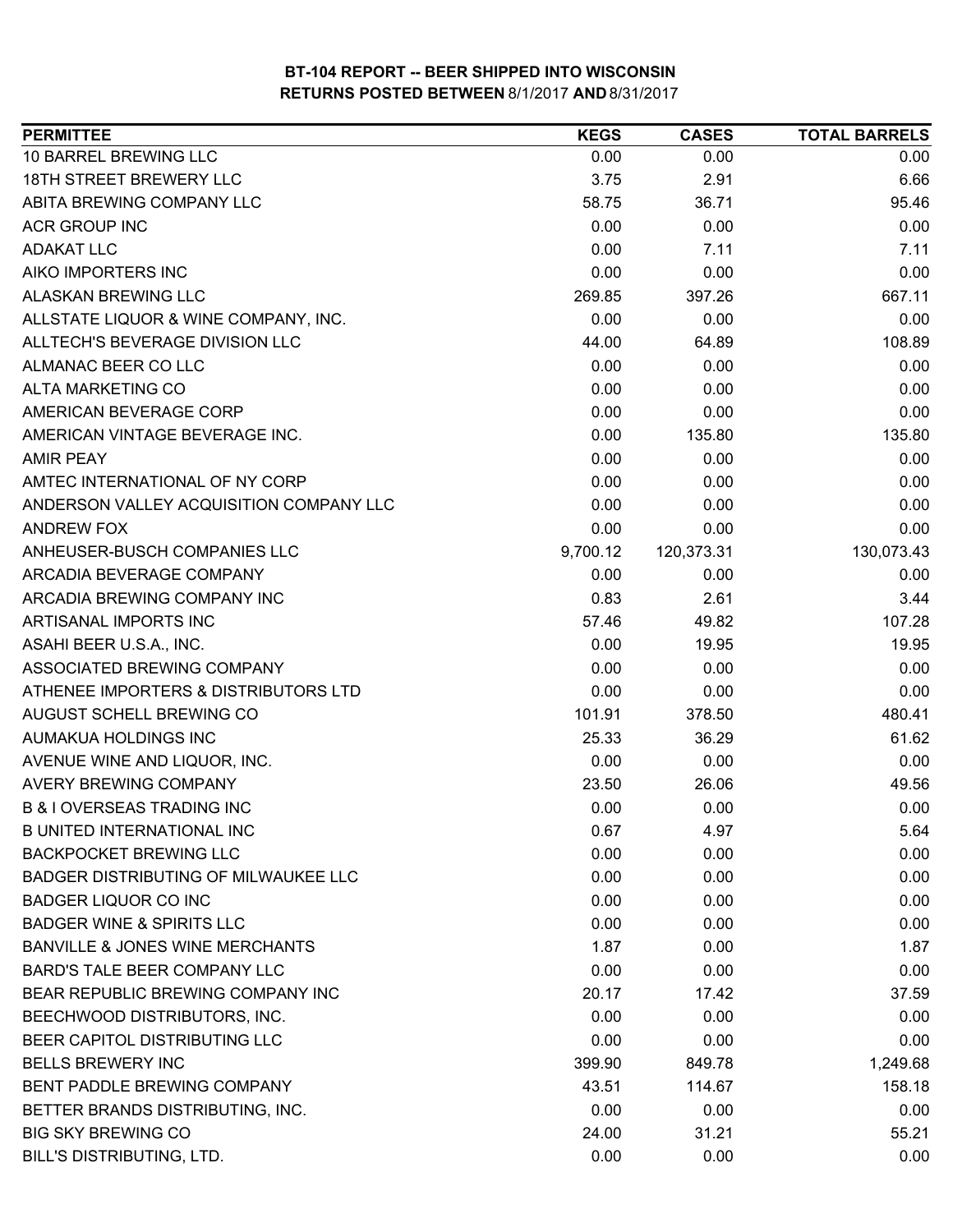# BT-104 REPORT -- BEER SHIPPED INTO WISCONSIN
## RETURNS POSTED BETWEEN 8/1/2017 AND 8/31/2017

| PERMITTEE | KEGS | CASES | TOTAL BARRELS |
|---|---|---|---|
| 10 BARREL BREWING LLC | 0.00 | 0.00 | 0.00 |
| 18TH STREET BREWERY LLC | 3.75 | 2.91 | 6.66 |
| ABITA BREWING COMPANY LLC | 58.75 | 36.71 | 95.46 |
| ACR GROUP INC | 0.00 | 0.00 | 0.00 |
| ADAKAT LLC | 0.00 | 7.11 | 7.11 |
| AIKO IMPORTERS INC | 0.00 | 0.00 | 0.00 |
| ALASKAN BREWING LLC | 269.85 | 397.26 | 667.11 |
| ALLSTATE LIQUOR & WINE COMPANY, INC. | 0.00 | 0.00 | 0.00 |
| ALLTECH'S BEVERAGE DIVISION LLC | 44.00 | 64.89 | 108.89 |
| ALMANAC BEER CO LLC | 0.00 | 0.00 | 0.00 |
| ALTA MARKETING CO | 0.00 | 0.00 | 0.00 |
| AMERICAN BEVERAGE CORP | 0.00 | 0.00 | 0.00 |
| AMERICAN VINTAGE BEVERAGE INC. | 0.00 | 135.80 | 135.80 |
| AMIR PEAY | 0.00 | 0.00 | 0.00 |
| AMTEC INTERNATIONAL OF NY CORP | 0.00 | 0.00 | 0.00 |
| ANDERSON VALLEY ACQUISITION COMPANY LLC | 0.00 | 0.00 | 0.00 |
| ANDREW FOX | 0.00 | 0.00 | 0.00 |
| ANHEUSER-BUSCH COMPANIES LLC | 9,700.12 | 120,373.31 | 130,073.43 |
| ARCADIA BEVERAGE COMPANY | 0.00 | 0.00 | 0.00 |
| ARCADIA BREWING COMPANY INC | 0.83 | 2.61 | 3.44 |
| ARTISANAL IMPORTS INC | 57.46 | 49.82 | 107.28 |
| ASAHI BEER U.S.A., INC. | 0.00 | 19.95 | 19.95 |
| ASSOCIATED BREWING COMPANY | 0.00 | 0.00 | 0.00 |
| ATHENEE IMPORTERS & DISTRIBUTORS LTD | 0.00 | 0.00 | 0.00 |
| AUGUST SCHELL BREWING CO | 101.91 | 378.50 | 480.41 |
| AUMAKUA HOLDINGS INC | 25.33 | 36.29 | 61.62 |
| AVENUE WINE AND LIQUOR, INC. | 0.00 | 0.00 | 0.00 |
| AVERY BREWING COMPANY | 23.50 | 26.06 | 49.56 |
| B & I OVERSEAS TRADING INC | 0.00 | 0.00 | 0.00 |
| B UNITED INTERNATIONAL INC | 0.67 | 4.97 | 5.64 |
| BACKPOCKET BREWING LLC | 0.00 | 0.00 | 0.00 |
| BADGER DISTRIBUTING OF MILWAUKEE LLC | 0.00 | 0.00 | 0.00 |
| BADGER LIQUOR CO INC | 0.00 | 0.00 | 0.00 |
| BADGER WINE & SPIRITS LLC | 0.00 | 0.00 | 0.00 |
| BANVILLE & JONES WINE MERCHANTS | 1.87 | 0.00 | 1.87 |
| BARD'S TALE BEER COMPANY LLC | 0.00 | 0.00 | 0.00 |
| BEAR REPUBLIC BREWING COMPANY INC | 20.17 | 17.42 | 37.59 |
| BEECHWOOD DISTRIBUTORS, INC. | 0.00 | 0.00 | 0.00 |
| BEER CAPITOL DISTRIBUTING LLC | 0.00 | 0.00 | 0.00 |
| BELLS BREWERY INC | 399.90 | 849.78 | 1,249.68 |
| BENT PADDLE BREWING COMPANY | 43.51 | 114.67 | 158.18 |
| BETTER BRANDS DISTRIBUTING, INC. | 0.00 | 0.00 | 0.00 |
| BIG SKY BREWING CO | 24.00 | 31.21 | 55.21 |
| BILL'S DISTRIBUTING, LTD. | 0.00 | 0.00 | 0.00 |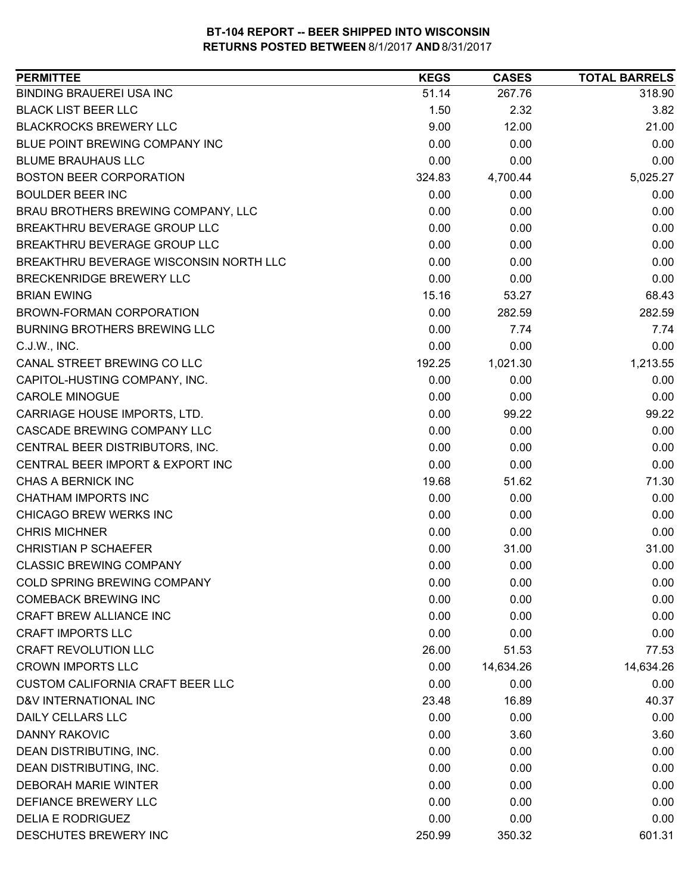**BT-104 REPORT -- BEER SHIPPED INTO WISCONSIN**
**RETURNS POSTED BETWEEN 8/1/2017 AND 8/31/2017**

| PERMITTEE | KEGS | CASES | TOTAL BARRELS |
|---|---|---|---|
| BINDING BRAUEREI USA INC | 51.14 | 267.76 | 318.90 |
| BLACK LIST BEER LLC | 1.50 | 2.32 | 3.82 |
| BLACKROCKS BREWERY LLC | 9.00 | 12.00 | 21.00 |
| BLUE POINT BREWING COMPANY INC | 0.00 | 0.00 | 0.00 |
| BLUME BRAUHAUS LLC | 0.00 | 0.00 | 0.00 |
| BOSTON BEER CORPORATION | 324.83 | 4,700.44 | 5,025.27 |
| BOULDER BEER INC | 0.00 | 0.00 | 0.00 |
| BRAU BROTHERS BREWING COMPANY, LLC | 0.00 | 0.00 | 0.00 |
| BREAKTHRU BEVERAGE GROUP LLC | 0.00 | 0.00 | 0.00 |
| BREAKTHRU BEVERAGE GROUP LLC | 0.00 | 0.00 | 0.00 |
| BREAKTHRU BEVERAGE WISCONSIN NORTH LLC | 0.00 | 0.00 | 0.00 |
| BRECKENRIDGE BREWERY LLC | 0.00 | 0.00 | 0.00 |
| BRIAN EWING | 15.16 | 53.27 | 68.43 |
| BROWN-FORMAN CORPORATION | 0.00 | 282.59 | 282.59 |
| BURNING BROTHERS BREWING LLC | 0.00 | 7.74 | 7.74 |
| C.J.W., INC. | 0.00 | 0.00 | 0.00 |
| CANAL STREET BREWING CO LLC | 192.25 | 1,021.30 | 1,213.55 |
| CAPITOL-HUSTING COMPANY, INC. | 0.00 | 0.00 | 0.00 |
| CAROLE MINOGUE | 0.00 | 0.00 | 0.00 |
| CARRIAGE HOUSE IMPORTS, LTD. | 0.00 | 99.22 | 99.22 |
| CASCADE BREWING COMPANY LLC | 0.00 | 0.00 | 0.00 |
| CENTRAL BEER DISTRIBUTORS, INC. | 0.00 | 0.00 | 0.00 |
| CENTRAL BEER IMPORT & EXPORT INC | 0.00 | 0.00 | 0.00 |
| CHAS A BERNICK INC | 19.68 | 51.62 | 71.30 |
| CHATHAM IMPORTS INC | 0.00 | 0.00 | 0.00 |
| CHICAGO BREW WERKS INC | 0.00 | 0.00 | 0.00 |
| CHRIS MICHNER | 0.00 | 0.00 | 0.00 |
| CHRISTIAN P SCHAEFER | 0.00 | 31.00 | 31.00 |
| CLASSIC BREWING COMPANY | 0.00 | 0.00 | 0.00 |
| COLD SPRING BREWING COMPANY | 0.00 | 0.00 | 0.00 |
| COMEBACK BREWING INC | 0.00 | 0.00 | 0.00 |
| CRAFT BREW ALLIANCE INC | 0.00 | 0.00 | 0.00 |
| CRAFT IMPORTS LLC | 0.00 | 0.00 | 0.00 |
| CRAFT REVOLUTION LLC | 26.00 | 51.53 | 77.53 |
| CROWN IMPORTS LLC | 0.00 | 14,634.26 | 14,634.26 |
| CUSTOM CALIFORNIA CRAFT BEER LLC | 0.00 | 0.00 | 0.00 |
| D&V INTERNATIONAL INC | 23.48 | 16.89 | 40.37 |
| DAILY CELLARS LLC | 0.00 | 0.00 | 0.00 |
| DANNY RAKOVIC | 0.00 | 3.60 | 3.60 |
| DEAN DISTRIBUTING, INC. | 0.00 | 0.00 | 0.00 |
| DEAN DISTRIBUTING, INC. | 0.00 | 0.00 | 0.00 |
| DEBORAH MARIE WINTER | 0.00 | 0.00 | 0.00 |
| DEFIANCE BREWERY LLC | 0.00 | 0.00 | 0.00 |
| DELIA E RODRIGUEZ | 0.00 | 0.00 | 0.00 |
| DESCHUTES BREWERY INC | 250.99 | 350.32 | 601.31 |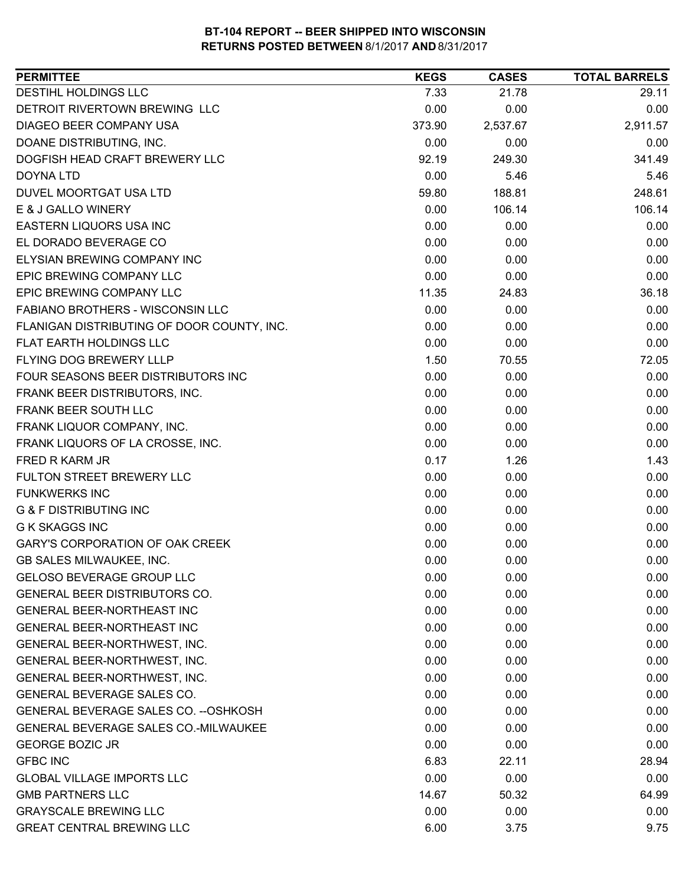**BT-104 REPORT -- BEER SHIPPED INTO WISCONSIN**
**RETURNS POSTED BETWEEN 8/1/2017 AND 8/31/2017**

| PERMITTEE | KEGS | CASES | TOTAL BARRELS |
|---|---|---|---|
| DESTIHL HOLDINGS LLC | 7.33 | 21.78 | 29.11 |
| DETROIT RIVERTOWN BREWING LLC | 0.00 | 0.00 | 0.00 |
| DIAGEO BEER COMPANY USA | 373.90 | 2,537.67 | 2,911.57 |
| DOANE DISTRIBUTING, INC. | 0.00 | 0.00 | 0.00 |
| DOGFISH HEAD CRAFT BREWERY LLC | 92.19 | 249.30 | 341.49 |
| DOYNA LTD | 0.00 | 5.46 | 5.46 |
| DUVEL MOORTGAT USA LTD | 59.80 | 188.81 | 248.61 |
| E & J GALLO WINERY | 0.00 | 106.14 | 106.14 |
| EASTERN LIQUORS USA INC | 0.00 | 0.00 | 0.00 |
| EL DORADO BEVERAGE CO | 0.00 | 0.00 | 0.00 |
| ELYSIAN BREWING COMPANY INC | 0.00 | 0.00 | 0.00 |
| EPIC BREWING COMPANY LLC | 0.00 | 0.00 | 0.00 |
| EPIC BREWING COMPANY LLC | 11.35 | 24.83 | 36.18 |
| FABIANO BROTHERS - WISCONSIN LLC | 0.00 | 0.00 | 0.00 |
| FLANIGAN DISTRIBUTING OF DOOR COUNTY, INC. | 0.00 | 0.00 | 0.00 |
| FLAT EARTH HOLDINGS LLC | 0.00 | 0.00 | 0.00 |
| FLYING DOG BREWERY LLLP | 1.50 | 70.55 | 72.05 |
| FOUR SEASONS BEER DISTRIBUTORS INC | 0.00 | 0.00 | 0.00 |
| FRANK BEER DISTRIBUTORS, INC. | 0.00 | 0.00 | 0.00 |
| FRANK BEER SOUTH LLC | 0.00 | 0.00 | 0.00 |
| FRANK LIQUOR COMPANY, INC. | 0.00 | 0.00 | 0.00 |
| FRANK LIQUORS OF LA CROSSE, INC. | 0.00 | 0.00 | 0.00 |
| FRED R KARM JR | 0.17 | 1.26 | 1.43 |
| FULTON STREET BREWERY LLC | 0.00 | 0.00 | 0.00 |
| FUNKWERKS INC | 0.00 | 0.00 | 0.00 |
| G & F DISTRIBUTING INC | 0.00 | 0.00 | 0.00 |
| G K SKAGGS INC | 0.00 | 0.00 | 0.00 |
| GARY'S CORPORATION OF OAK CREEK | 0.00 | 0.00 | 0.00 |
| GB SALES MILWAUKEE, INC. | 0.00 | 0.00 | 0.00 |
| GELOSO BEVERAGE GROUP LLC | 0.00 | 0.00 | 0.00 |
| GENERAL BEER DISTRIBUTORS CO. | 0.00 | 0.00 | 0.00 |
| GENERAL BEER-NORTHEAST INC | 0.00 | 0.00 | 0.00 |
| GENERAL BEER-NORTHEAST INC | 0.00 | 0.00 | 0.00 |
| GENERAL BEER-NORTHWEST, INC. | 0.00 | 0.00 | 0.00 |
| GENERAL BEER-NORTHWEST, INC. | 0.00 | 0.00 | 0.00 |
| GENERAL BEER-NORTHWEST, INC. | 0.00 | 0.00 | 0.00 |
| GENERAL BEVERAGE SALES CO. | 0.00 | 0.00 | 0.00 |
| GENERAL BEVERAGE SALES CO. --OSHKOSH | 0.00 | 0.00 | 0.00 |
| GENERAL BEVERAGE SALES CO.-MILWAUKEE | 0.00 | 0.00 | 0.00 |
| GEORGE BOZIC JR | 0.00 | 0.00 | 0.00 |
| GFBC INC | 6.83 | 22.11 | 28.94 |
| GLOBAL VILLAGE IMPORTS LLC | 0.00 | 0.00 | 0.00 |
| GMB PARTNERS LLC | 14.67 | 50.32 | 64.99 |
| GRAYSCALE BREWING LLC | 0.00 | 0.00 | 0.00 |
| GREAT CENTRAL BREWING LLC | 6.00 | 3.75 | 9.75 |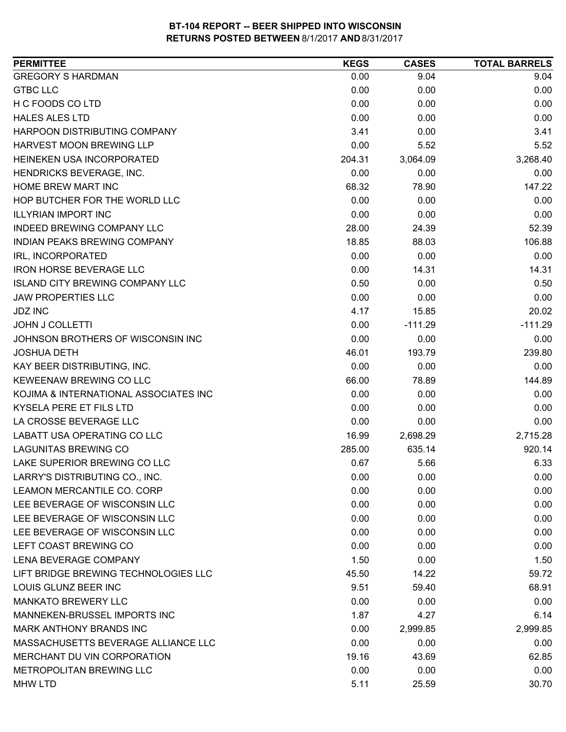**BT-104 REPORT -- BEER SHIPPED INTO WISCONSIN**
**RETURNS POSTED BETWEEN 8/1/2017 AND 8/31/2017**

| PERMITTEE | KEGS | CASES | TOTAL BARRELS |
|---|---|---|---|
| GREGORY S HARDMAN | 0.00 | 9.04 | 9.04 |
| GTBC LLC | 0.00 | 0.00 | 0.00 |
| H C FOODS CO LTD | 0.00 | 0.00 | 0.00 |
| HALES ALES LTD | 0.00 | 0.00 | 0.00 |
| HARPOON DISTRIBUTING COMPANY | 3.41 | 0.00 | 3.41 |
| HARVEST MOON BREWING LLP | 0.00 | 5.52 | 5.52 |
| HEINEKEN USA INCORPORATED | 204.31 | 3,064.09 | 3,268.40 |
| HENDRICKS BEVERAGE, INC. | 0.00 | 0.00 | 0.00 |
| HOME BREW MART INC | 68.32 | 78.90 | 147.22 |
| HOP BUTCHER FOR THE WORLD LLC | 0.00 | 0.00 | 0.00 |
| ILLYRIAN IMPORT INC | 0.00 | 0.00 | 0.00 |
| INDEED BREWING COMPANY LLC | 28.00 | 24.39 | 52.39 |
| INDIAN PEAKS BREWING COMPANY | 18.85 | 88.03 | 106.88 |
| IRL, INCORPORATED | 0.00 | 0.00 | 0.00 |
| IRON HORSE BEVERAGE LLC | 0.00 | 14.31 | 14.31 |
| ISLAND CITY BREWING COMPANY LLC | 0.50 | 0.00 | 0.50 |
| JAW PROPERTIES LLC | 0.00 | 0.00 | 0.00 |
| JDZ INC | 4.17 | 15.85 | 20.02 |
| JOHN J COLLETTI | 0.00 | -111.29 | -111.29 |
| JOHNSON BROTHERS OF WISCONSIN INC | 0.00 | 0.00 | 0.00 |
| JOSHUA DETH | 46.01 | 193.79 | 239.80 |
| KAY BEER DISTRIBUTING, INC. | 0.00 | 0.00 | 0.00 |
| KEWEENAW BREWING CO LLC | 66.00 | 78.89 | 144.89 |
| KOJIMA & INTERNATIONAL ASSOCIATES INC | 0.00 | 0.00 | 0.00 |
| KYSELA PERE ET FILS LTD | 0.00 | 0.00 | 0.00 |
| LA CROSSE BEVERAGE LLC | 0.00 | 0.00 | 0.00 |
| LABATT USA OPERATING CO LLC | 16.99 | 2,698.29 | 2,715.28 |
| LAGUNITAS BREWING CO | 285.00 | 635.14 | 920.14 |
| LAKE SUPERIOR BREWING CO LLC | 0.67 | 5.66 | 6.33 |
| LARRY'S DISTRIBUTING CO., INC. | 0.00 | 0.00 | 0.00 |
| LEAMON MERCANTILE CO. CORP | 0.00 | 0.00 | 0.00 |
| LEE BEVERAGE OF WISCONSIN LLC | 0.00 | 0.00 | 0.00 |
| LEE BEVERAGE OF WISCONSIN LLC | 0.00 | 0.00 | 0.00 |
| LEE BEVERAGE OF WISCONSIN LLC | 0.00 | 0.00 | 0.00 |
| LEFT COAST BREWING CO | 0.00 | 0.00 | 0.00 |
| LENA BEVERAGE COMPANY | 1.50 | 0.00 | 1.50 |
| LIFT BRIDGE BREWING TECHNOLOGIES LLC | 45.50 | 14.22 | 59.72 |
| LOUIS GLUNZ BEER INC | 9.51 | 59.40 | 68.91 |
| MANKATO BREWERY LLC | 0.00 | 0.00 | 0.00 |
| MANNEKEN-BRUSSEL IMPORTS INC | 1.87 | 4.27 | 6.14 |
| MARK ANTHONY BRANDS INC | 0.00 | 2,999.85 | 2,999.85 |
| MASSACHUSETTS BEVERAGE ALLIANCE LLC | 0.00 | 0.00 | 0.00 |
| MERCHANT DU VIN CORPORATION | 19.16 | 43.69 | 62.85 |
| METROPOLITAN BREWING LLC | 0.00 | 0.00 | 0.00 |
| MHW LTD | 5.11 | 25.59 | 30.70 |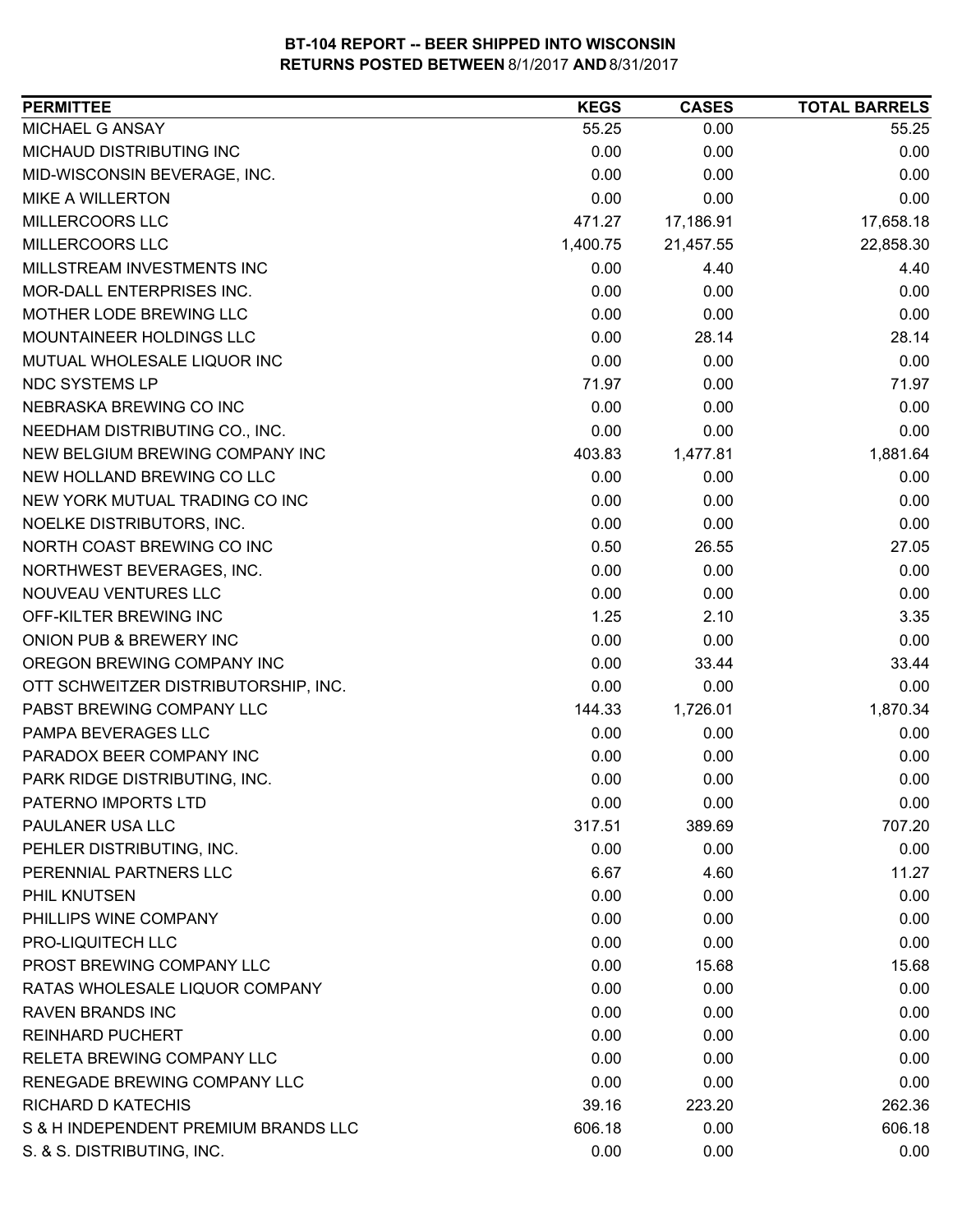# BT-104 REPORT -- BEER SHIPPED INTO WISCONSIN
## RETURNS POSTED BETWEEN 8/1/2017 AND 8/31/2017

| PERMITTEE | KEGS | CASES | TOTAL BARRELS |
|---|---|---|---|
| MICHAEL G ANSAY | 55.25 | 0.00 | 55.25 |
| MICHAUD DISTRIBUTING INC | 0.00 | 0.00 | 0.00 |
| MID-WISCONSIN BEVERAGE, INC. | 0.00 | 0.00 | 0.00 |
| MIKE A WILLERTON | 0.00 | 0.00 | 0.00 |
| MILLERCOORS LLC | 471.27 | 17,186.91 | 17,658.18 |
| MILLERCOORS LLC | 1,400.75 | 21,457.55 | 22,858.30 |
| MILLSTREAM INVESTMENTS INC | 0.00 | 4.40 | 4.40 |
| MOR-DALL ENTERPRISES INC. | 0.00 | 0.00 | 0.00 |
| MOTHER LODE BREWING LLC | 0.00 | 0.00 | 0.00 |
| MOUNTAINEER HOLDINGS LLC | 0.00 | 28.14 | 28.14 |
| MUTUAL WHOLESALE LIQUOR INC | 0.00 | 0.00 | 0.00 |
| NDC SYSTEMS LP | 71.97 | 0.00 | 71.97 |
| NEBRASKA BREWING CO INC | 0.00 | 0.00 | 0.00 |
| NEEDHAM DISTRIBUTING CO., INC. | 0.00 | 0.00 | 0.00 |
| NEW BELGIUM BREWING COMPANY INC | 403.83 | 1,477.81 | 1,881.64 |
| NEW HOLLAND BREWING CO LLC | 0.00 | 0.00 | 0.00 |
| NEW YORK MUTUAL TRADING CO INC | 0.00 | 0.00 | 0.00 |
| NOELKE DISTRIBUTORS, INC. | 0.00 | 0.00 | 0.00 |
| NORTH COAST BREWING CO INC | 0.50 | 26.55 | 27.05 |
| NORTHWEST BEVERAGES, INC. | 0.00 | 0.00 | 0.00 |
| NOUVEAU VENTURES LLC | 0.00 | 0.00 | 0.00 |
| OFF-KILTER BREWING INC | 1.25 | 2.10 | 3.35 |
| ONION PUB & BREWERY INC | 0.00 | 0.00 | 0.00 |
| OREGON BREWING COMPANY INC | 0.00 | 33.44 | 33.44 |
| OTT SCHWEITZER DISTRIBUTORSHIP, INC. | 0.00 | 0.00 | 0.00 |
| PABST BREWING COMPANY LLC | 144.33 | 1,726.01 | 1,870.34 |
| PAMPA BEVERAGES LLC | 0.00 | 0.00 | 0.00 |
| PARADOX BEER COMPANY INC | 0.00 | 0.00 | 0.00 |
| PARK RIDGE DISTRIBUTING, INC. | 0.00 | 0.00 | 0.00 |
| PATERNO IMPORTS LTD | 0.00 | 0.00 | 0.00 |
| PAULANER USA LLC | 317.51 | 389.69 | 707.20 |
| PEHLER DISTRIBUTING, INC. | 0.00 | 0.00 | 0.00 |
| PERENNIAL PARTNERS LLC | 6.67 | 4.60 | 11.27 |
| PHIL KNUTSEN | 0.00 | 0.00 | 0.00 |
| PHILLIPS WINE COMPANY | 0.00 | 0.00 | 0.00 |
| PRO-LIQUITECH LLC | 0.00 | 0.00 | 0.00 |
| PROST BREWING COMPANY LLC | 0.00 | 15.68 | 15.68 |
| RATAS WHOLESALE LIQUOR COMPANY | 0.00 | 0.00 | 0.00 |
| RAVEN BRANDS INC | 0.00 | 0.00 | 0.00 |
| REINHARD PUCHERT | 0.00 | 0.00 | 0.00 |
| RELETA BREWING COMPANY LLC | 0.00 | 0.00 | 0.00 |
| RENEGADE BREWING COMPANY LLC | 0.00 | 0.00 | 0.00 |
| RICHARD D KATECHIS | 39.16 | 223.20 | 262.36 |
| S & H INDEPENDENT PREMIUM BRANDS LLC | 606.18 | 0.00 | 606.18 |
| S. & S. DISTRIBUTING, INC. | 0.00 | 0.00 | 0.00 |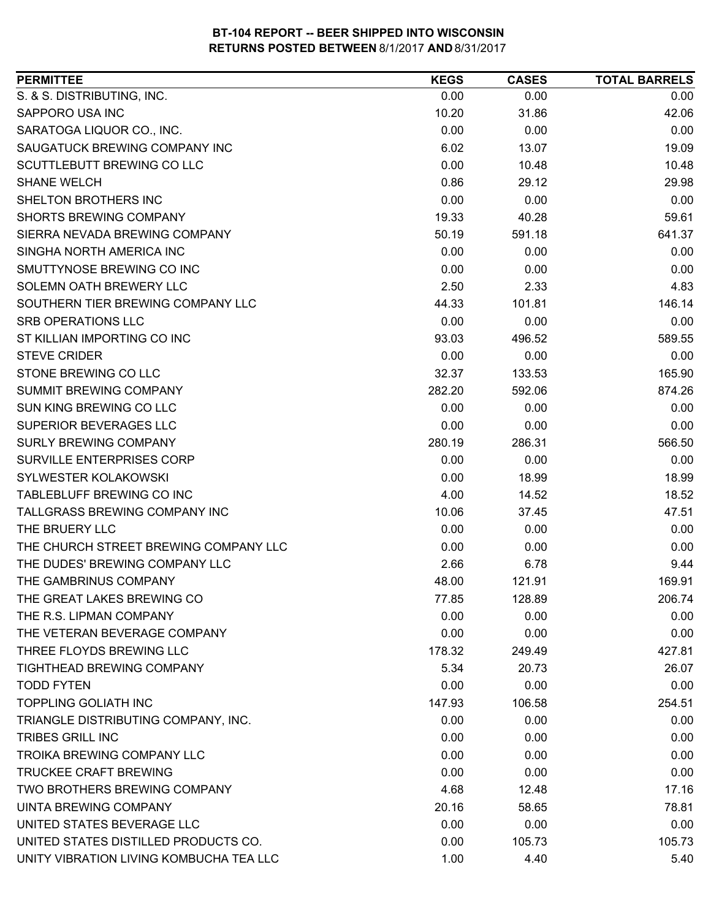**BT-104 REPORT -- BEER SHIPPED INTO WISCONSIN**
**RETURNS POSTED BETWEEN 8/1/2017 AND 8/31/2017**

| PERMITTEE | KEGS | CASES | TOTAL BARRELS |
|---|---|---|---|
| S. & S. DISTRIBUTING, INC. | 0.00 | 0.00 | 0.00 |
| SAPPORO USA INC | 10.20 | 31.86 | 42.06 |
| SARATOGA LIQUOR CO., INC. | 0.00 | 0.00 | 0.00 |
| SAUGATUCK BREWING COMPANY INC | 6.02 | 13.07 | 19.09 |
| SCUTTLEBUTT BREWING CO LLC | 0.00 | 10.48 | 10.48 |
| SHANE WELCH | 0.86 | 29.12 | 29.98 |
| SHELTON BROTHERS INC | 0.00 | 0.00 | 0.00 |
| SHORTS BREWING COMPANY | 19.33 | 40.28 | 59.61 |
| SIERRA NEVADA BREWING COMPANY | 50.19 | 591.18 | 641.37 |
| SINGHA NORTH AMERICA INC | 0.00 | 0.00 | 0.00 |
| SMUTTYNOSE BREWING CO INC | 0.00 | 0.00 | 0.00 |
| SOLEMN OATH BREWERY LLC | 2.50 | 2.33 | 4.83 |
| SOUTHERN TIER BREWING COMPANY LLC | 44.33 | 101.81 | 146.14 |
| SRB OPERATIONS LLC | 0.00 | 0.00 | 0.00 |
| ST KILLIAN IMPORTING CO INC | 93.03 | 496.52 | 589.55 |
| STEVE CRIDER | 0.00 | 0.00 | 0.00 |
| STONE BREWING CO LLC | 32.37 | 133.53 | 165.90 |
| SUMMIT BREWING COMPANY | 282.20 | 592.06 | 874.26 |
| SUN KING BREWING CO LLC | 0.00 | 0.00 | 0.00 |
| SUPERIOR BEVERAGES LLC | 0.00 | 0.00 | 0.00 |
| SURLY BREWING COMPANY | 280.19 | 286.31 | 566.50 |
| SURVILLE ENTERPRISES CORP | 0.00 | 0.00 | 0.00 |
| SYLWESTER KOLAKOWSKI | 0.00 | 18.99 | 18.99 |
| TABLEBLUFF BREWING CO INC | 4.00 | 14.52 | 18.52 |
| TALLGRASS BREWING COMPANY INC | 10.06 | 37.45 | 47.51 |
| THE BRUERY LLC | 0.00 | 0.00 | 0.00 |
| THE CHURCH STREET BREWING COMPANY LLC | 0.00 | 0.00 | 0.00 |
| THE DUDES' BREWING COMPANY LLC | 2.66 | 6.78 | 9.44 |
| THE GAMBRINUS COMPANY | 48.00 | 121.91 | 169.91 |
| THE GREAT LAKES BREWING CO | 77.85 | 128.89 | 206.74 |
| THE R.S. LIPMAN COMPANY | 0.00 | 0.00 | 0.00 |
| THE VETERAN BEVERAGE COMPANY | 0.00 | 0.00 | 0.00 |
| THREE FLOYDS BREWING LLC | 178.32 | 249.49 | 427.81 |
| TIGHTHEAD BREWING COMPANY | 5.34 | 20.73 | 26.07 |
| TODD FYTEN | 0.00 | 0.00 | 0.00 |
| TOPPLING GOLIATH INC | 147.93 | 106.58 | 254.51 |
| TRIANGLE DISTRIBUTING COMPANY, INC. | 0.00 | 0.00 | 0.00 |
| TRIBES GRILL INC | 0.00 | 0.00 | 0.00 |
| TROIKA BREWING COMPANY LLC | 0.00 | 0.00 | 0.00 |
| TRUCKEE CRAFT BREWING | 0.00 | 0.00 | 0.00 |
| TWO BROTHERS BREWING COMPANY | 4.68 | 12.48 | 17.16 |
| UINTA BREWING COMPANY | 20.16 | 58.65 | 78.81 |
| UNITED STATES BEVERAGE LLC | 0.00 | 0.00 | 0.00 |
| UNITED STATES DISTILLED PRODUCTS CO. | 0.00 | 105.73 | 105.73 |
| UNITY VIBRATION LIVING KOMBUCHA TEA LLC | 1.00 | 4.40 | 5.40 |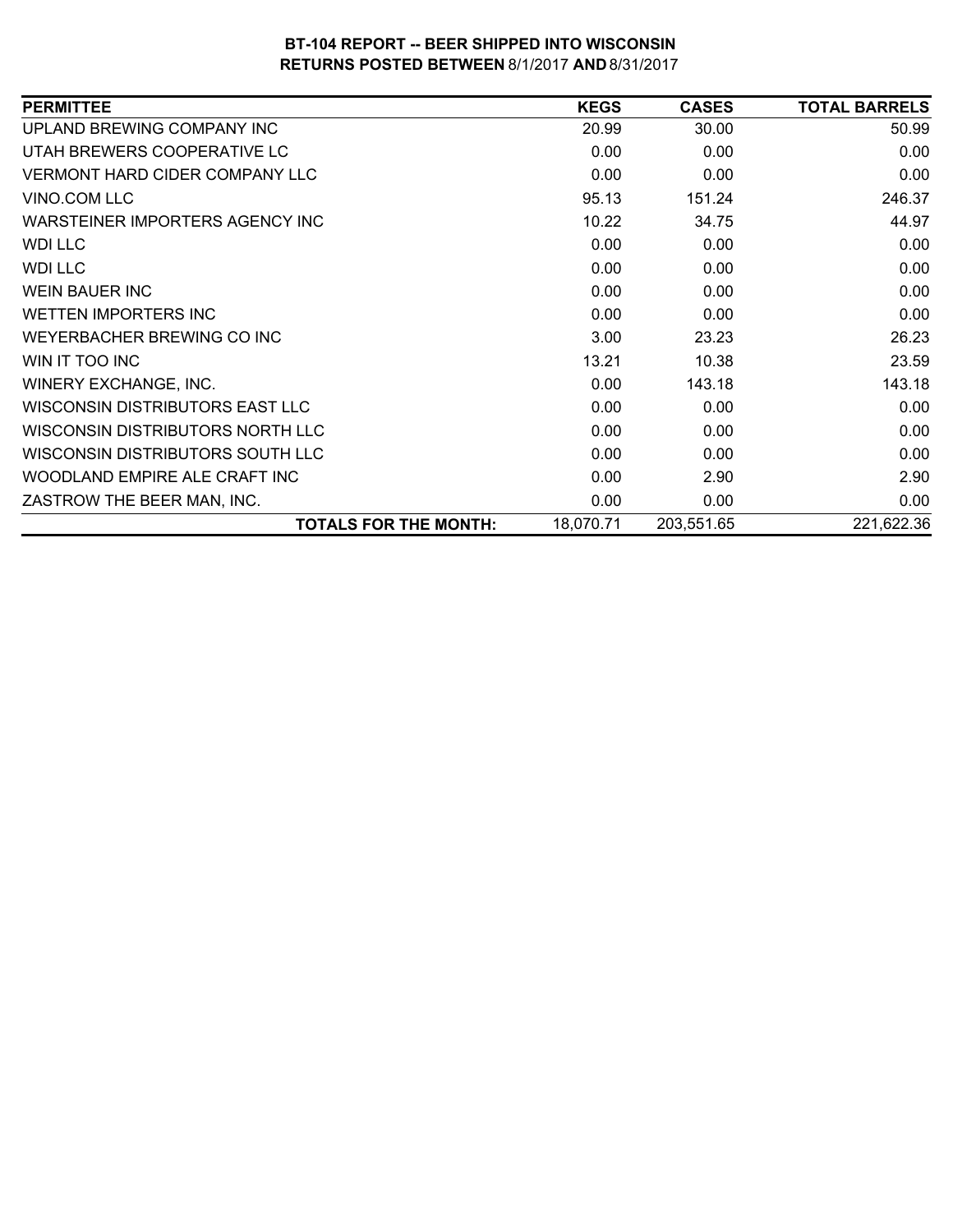**BT-104 REPORT -- BEER SHIPPED INTO WISCONSIN**
**RETURNS POSTED BETWEEN** 8/1/2017 **AND** 8/31/2017

| PERMITTEE | KEGS | CASES | TOTAL BARRELS |
|---|---|---|---|
| UPLAND BREWING COMPANY INC | 20.99 | 30.00 | 50.99 |
| UTAH BREWERS COOPERATIVE LC | 0.00 | 0.00 | 0.00 |
| VERMONT HARD CIDER COMPANY LLC | 0.00 | 0.00 | 0.00 |
| VINO.COM LLC | 95.13 | 151.24 | 246.37 |
| WARSTEINER IMPORTERS AGENCY INC | 10.22 | 34.75 | 44.97 |
| WDI LLC | 0.00 | 0.00 | 0.00 |
| WDI LLC | 0.00 | 0.00 | 0.00 |
| WEIN BAUER INC | 0.00 | 0.00 | 0.00 |
| WETTEN IMPORTERS INC | 0.00 | 0.00 | 0.00 |
| WEYERBACHER BREWING CO INC | 3.00 | 23.23 | 26.23 |
| WIN IT TOO INC | 13.21 | 10.38 | 23.59 |
| WINERY EXCHANGE, INC. | 0.00 | 143.18 | 143.18 |
| WISCONSIN DISTRIBUTORS EAST LLC | 0.00 | 0.00 | 0.00 |
| WISCONSIN DISTRIBUTORS NORTH LLC | 0.00 | 0.00 | 0.00 |
| WISCONSIN DISTRIBUTORS SOUTH LLC | 0.00 | 0.00 | 0.00 |
| WOODLAND EMPIRE ALE CRAFT INC | 0.00 | 2.90 | 2.90 |
| ZASTROW THE BEER MAN, INC. | 0.00 | 0.00 | 0.00 |
| **TOTALS FOR THE MONTH:** | 18,070.71 | 203,551.65 | 221,622.36 |